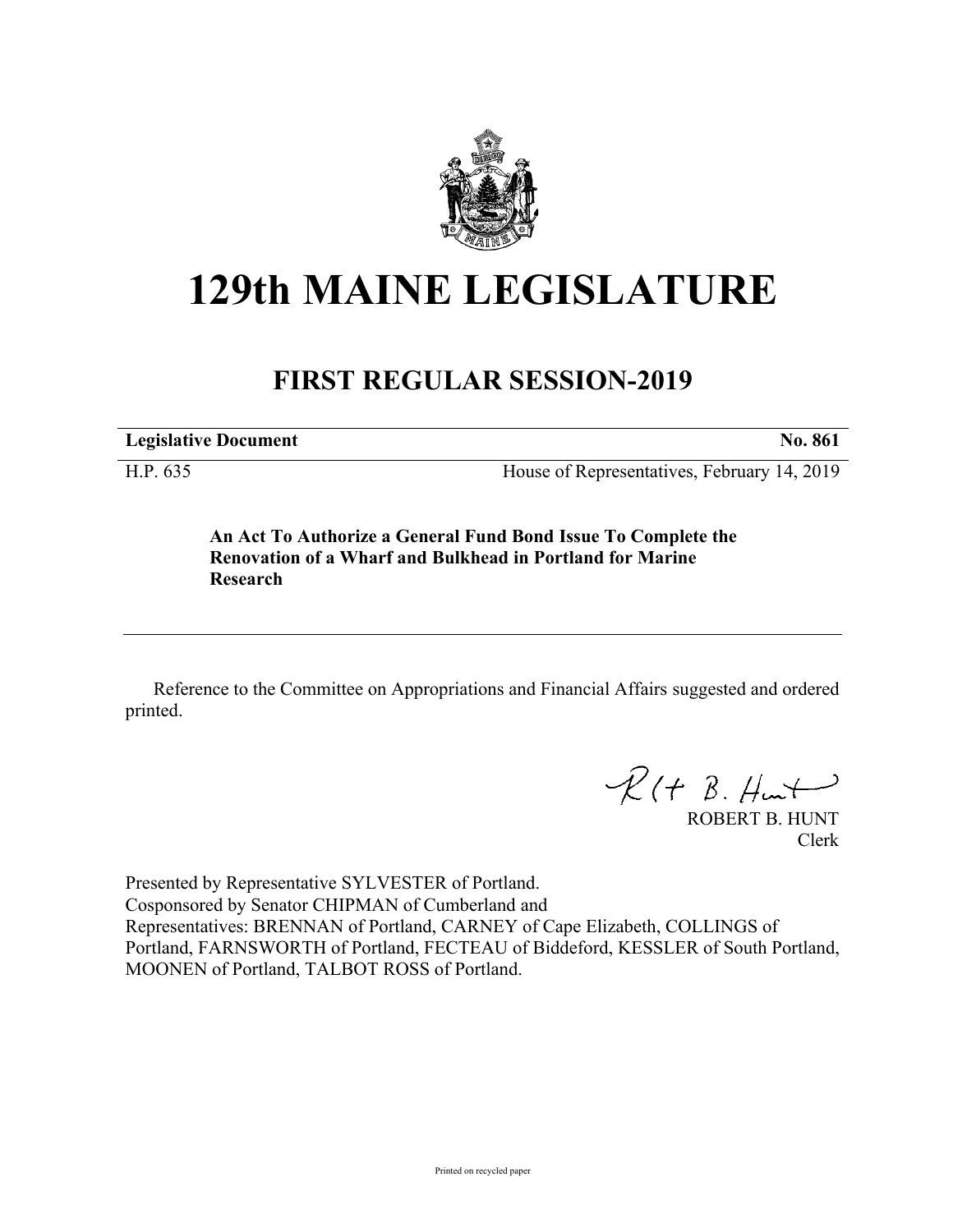# 129th MAINE LEGISLATURE

## FIRST REGULAR SESSION-2019

**Legislative Document** **No. 861**

H.P. 635 House of Representatives, February 14, 2019

**An Act To Authorize a General Fund Bond Issue To Complete the Renovation of a Wharf and Bulkhead in Portland for Marine Research**

Reference to the Committee on Appropriations and Financial Affairs suggested and ordered printed.

ROBERT B. HUNT
Clerk

Presented by Representative SYLVESTER of Portland.
Cosponsored by Senator CHIPMAN of Cumberland and
Representatives: BRENNAN of Portland, CARNEY of Cape Elizabeth, COLLINGS of Portland, FARNSWORTH of Portland, FECTEAU of Biddeford, KESSLER of South Portland, MOONEN of Portland, TALBOT ROSS of Portland.

Printed on recycled paper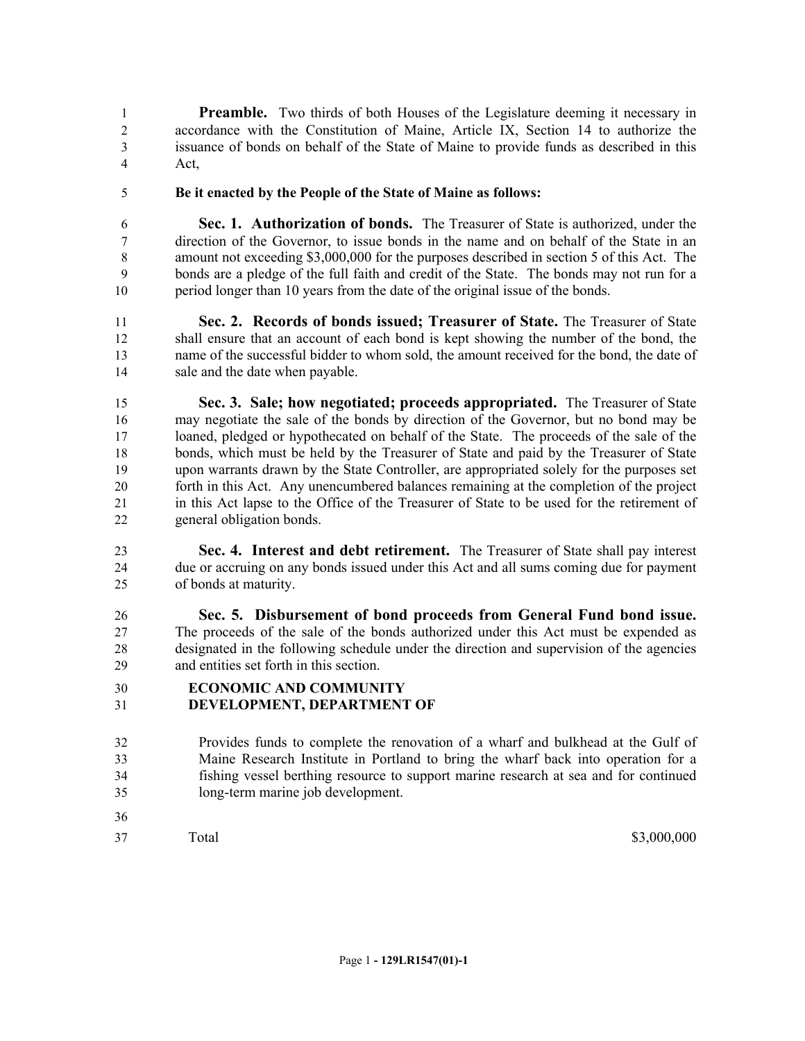**Preamble.** Two thirds of both Houses of the Legislature deeming it necessary in accordance with the Constitution of Maine, Article IX, Section 14 to authorize the issuance of bonds on behalf of the State of Maine to provide funds as described in this Act,

**Be it enacted by the People of the State of Maine as follows:**

**Sec. 1. Authorization of bonds.** The Treasurer of State is authorized, under the direction of the Governor, to issue bonds in the name and on behalf of the State in an amount not exceeding $3,000,000 for the purposes described in section 5 of this Act. The bonds are a pledge of the full faith and credit of the State. The bonds may not run for a period longer than 10 years from the date of the original issue of the bonds.

**Sec. 2. Records of bonds issued; Treasurer of State.** The Treasurer of State shall ensure that an account of each bond is kept showing the number of the bond, the name of the successful bidder to whom sold, the amount received for the bond, the date of sale and the date when payable.

**Sec. 3. Sale; how negotiated; proceeds appropriated.** The Treasurer of State may negotiate the sale of the bonds by direction of the Governor, but no bond may be loaned, pledged or hypothecated on behalf of the State. The proceeds of the sale of the bonds, which must be held by the Treasurer of State and paid by the Treasurer of State upon warrants drawn by the State Controller, are appropriated solely for the purposes set forth in this Act. Any unencumbered balances remaining at the completion of the project in this Act lapse to the Office of the Treasurer of State to be used for the retirement of general obligation bonds.

**Sec. 4. Interest and debt retirement.** The Treasurer of State shall pay interest due or accruing on any bonds issued under this Act and all sums coming due for payment of bonds at maturity.

**Sec. 5. Disbursement of bond proceeds from General Fund bond issue.** The proceeds of the sale of the bonds authorized under this Act must be expended as designated in the following schedule under the direction and supervision of the agencies and entities set forth in this section.

**ECONOMIC AND COMMUNITY DEVELOPMENT, DEPARTMENT OF**

Provides funds to complete the renovation of a wharf and bulkhead at the Gulf of Maine Research Institute in Portland to bring the wharf back into operation for a fishing vessel berthing resource to support marine research at sea and for continued long-term marine job development.

| | |
|---|---|
| Total | $3,000,000 |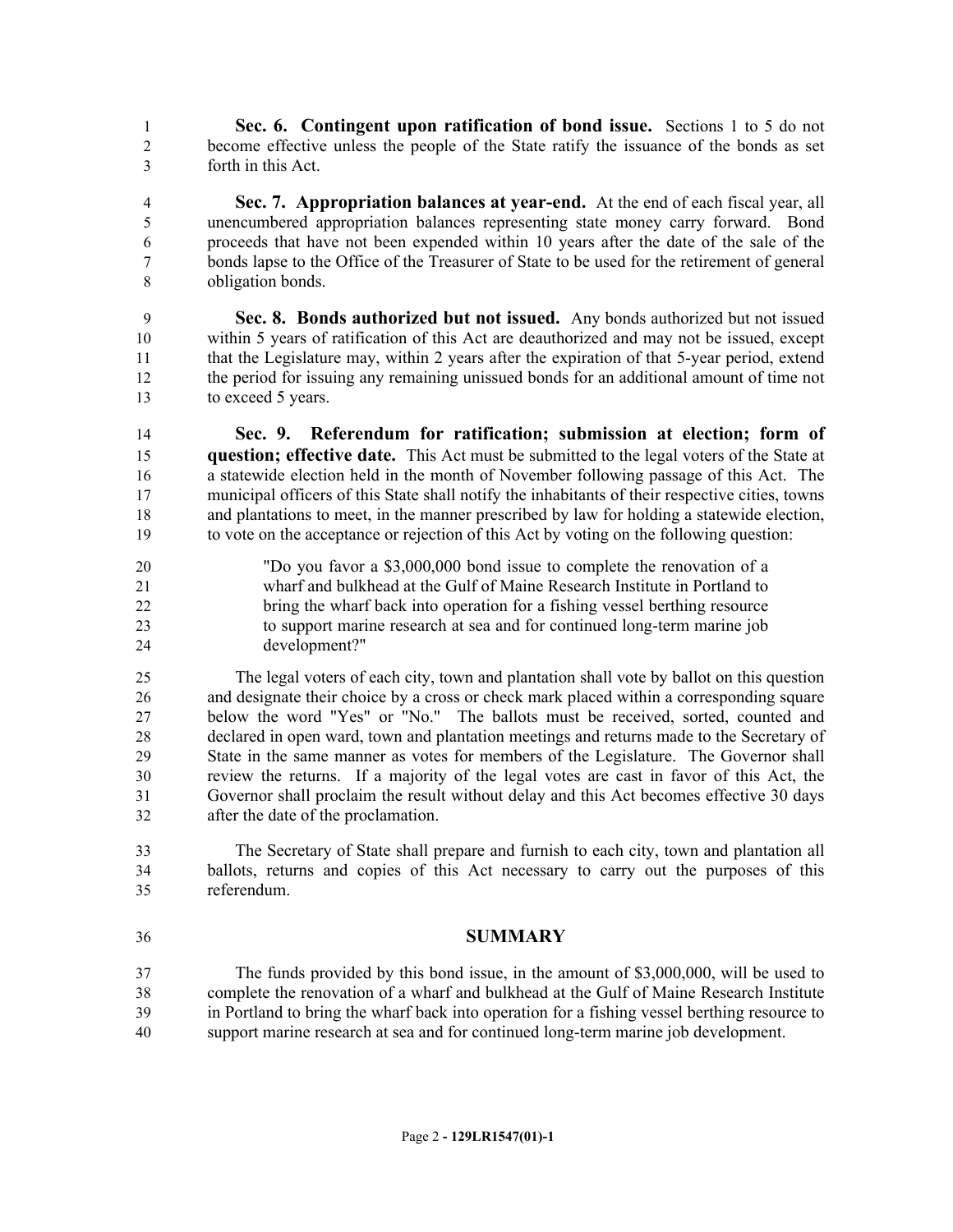**Sec. 6. Contingent upon ratification of bond issue.** Sections 1 to 5 do not become effective unless the people of the State ratify the issuance of the bonds as set forth in this Act.

**Sec. 7. Appropriation balances at year-end.** At the end of each fiscal year, all unencumbered appropriation balances representing state money carry forward. Bond proceeds that have not been expended within 10 years after the date of the sale of the bonds lapse to the Office of the Treasurer of State to be used for the retirement of general obligation bonds.

**Sec. 8. Bonds authorized but not issued.** Any bonds authorized but not issued within 5 years of ratification of this Act are deauthorized and may not be issued, except that the Legislature may, within 2 years after the expiration of that 5-year period, extend the period for issuing any remaining unissued bonds for an additional amount of time not to exceed 5 years.

**Sec. 9. Referendum for ratification; submission at election; form of question; effective date.** This Act must be submitted to the legal voters of the State at a statewide election held in the month of November following passage of this Act. The municipal officers of this State shall notify the inhabitants of their respective cities, towns and plantations to meet, in the manner prescribed by law for holding a statewide election, to vote on the acceptance or rejection of this Act by voting on the following question:

> "Do you favor a $3,000,000 bond issue to complete the renovation of a wharf and bulkhead at the Gulf of Maine Research Institute in Portland to bring the wharf back into operation for a fishing vessel berthing resource to support marine research at sea and for continued long-term marine job development?"

The legal voters of each city, town and plantation shall vote by ballot on this question and designate their choice by a cross or check mark placed within a corresponding square below the word "Yes" or "No." The ballots must be received, sorted, counted and declared in open ward, town and plantation meetings and returns made to the Secretary of State in the same manner as votes for members of the Legislature. The Governor shall review the returns. If a majority of the legal votes are cast in favor of this Act, the Governor shall proclaim the result without delay and this Act becomes effective 30 days after the date of the proclamation.

The Secretary of State shall prepare and furnish to each city, town and plantation all ballots, returns and copies of this Act necessary to carry out the purposes of this referendum.

## SUMMARY

The funds provided by this bond issue, in the amount of $3,000,000, will be used to complete the renovation of a wharf and bulkhead at the Gulf of Maine Research Institute in Portland to bring the wharf back into operation for a fishing vessel berthing resource to support marine research at sea and for continued long-term marine job development.